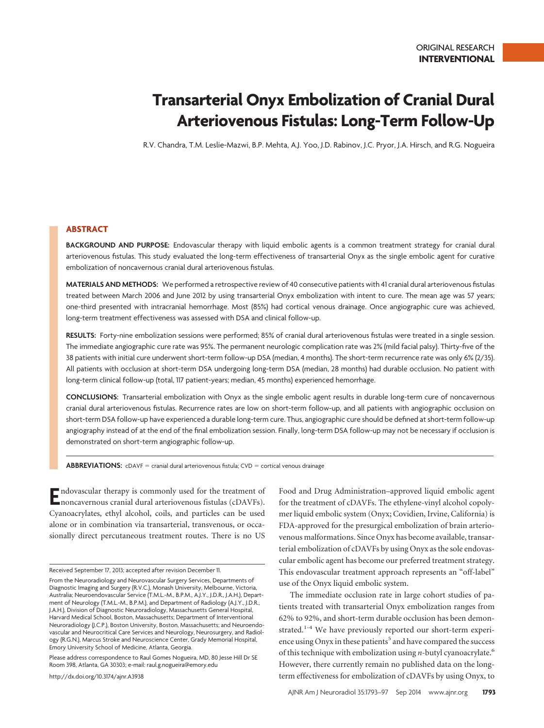ORIGINAL RESEARCH
**INTERVENTIONAL**

# Transarterial Onyx Embolization of Cranial Dural Arteriovenous Fistulas: Long-Term Follow-Up

R.V. Chandra, T.M. Leslie-Mazwi, B.P. Mehta, A.J. Yoo, J.D. Rabinov, J.C. Pryor, J.A. Hirsch, and R.G. Nogueira

## ABSTRACT

**BACKGROUND AND PURPOSE:** Endovascular therapy with liquid embolic agents is a common treatment strategy for cranial dural arteriovenous fistulas. This study evaluated the long-term effectiveness of transarterial Onyx as the single embolic agent for curative embolization of noncavernous cranial dural arteriovenous fistulas.

**MATERIALS AND METHODS:** We performed a retrospective review of 40 consecutive patients with 41 cranial dural arteriovenous fistulas treated between March 2006 and June 2012 by using transarterial Onyx embolization with intent to cure. The mean age was 57 years; one-third presented with intracranial hemorrhage. Most (85%) had cortical venous drainage. Once angiographic cure was achieved, long-term treatment effectiveness was assessed with DSA and clinical follow-up.

**RESULTS:** Forty-nine embolization sessions were performed; 85% of cranial dural arteriovenous fistulas were treated in a single session. The immediate angiographic cure rate was 95%. The permanent neurologic complication rate was 2% (mild facial palsy). Thirty-five of the 38 patients with initial cure underwent short-term follow-up DSA (median, 4 months). The short-term recurrence rate was only 6% (2/35). All patients with occlusion at short-term DSA undergoing long-term DSA (median, 28 months) had durable occlusion. No patient with long-term clinical follow-up (total, 117 patient-years; median, 45 months) experienced hemorrhage.

**CONCLUSIONS:** Transarterial embolization with Onyx as the single embolic agent results in durable long-term cure of noncavernous cranial dural arteriovenous fistulas. Recurrence rates are low on short-term follow-up, and all patients with angiographic occlusion on short-term DSA follow-up have experienced a durable long-term cure. Thus, angiographic cure should be defined at short-term follow-up angiography instead of at the end of the final embolization session. Finally, long-term DSA follow-up may not be necessary if occlusion is demonstrated on short-term angiographic follow-up.

**ABBREVIATIONS:** cDAVF = cranial dural arteriovenous fistula; CVD = cortical venous drainage

Endovascular therapy is commonly used for the treatment of noncavernous cranial dural arteriovenous fistulas (cDAVFs). Cyanoacrylates, ethyl alcohol, coils, and particles can be used alone or in combination via transarterial, transvenous, or occasionally direct percutaneous treatment routes. There is no US Food and Drug Administration–approved liquid embolic agent for the treatment of cDAVFs. The ethylene-vinyl alcohol copolymer liquid embolic system (Onyx; Covidien, Irvine, California) is FDA-approved for the presurgical embolization of brain arteriovenous malformations. Since Onyx has become available, transarterial embolization of cDAVFs by using Onyx as the sole endovascular embolic agent has become our preferred treatment strategy. This endovascular treatment approach represents an "off-label" use of the Onyx liquid embolic system.

The immediate occlusion rate in large cohort studies of patients treated with transarterial Onyx embolization ranges from 62% to 92%, and short-term durable occlusion has been demonstrated.[1-4] We have previously reported our short-term experience using Onyx in these patients[5] and have compared the success of this technique with embolization using *n*-butyl cyanoacrylate.[6] However, there currently remain no published data on the long-term effectiveness for embolization of cDAVFs by using Onyx, to

Received September 17, 2013; accepted after revision December 11.

From the Neuroradiology and Neurovascular Surgery Services, Departments of Diagnostic Imaging and Surgery (R.V.C.), Monash University, Melbourne, Victoria, Australia; Neuroendovascular Service (T.M.L.-M., B.P.M., A.J.Y., J.D.R., J.A.H.), Department of Neurology (T.M.L.-M., B.P.M.), and Department of Radiology (A.J.Y., J.D.R., J.A.H.), Division of Diagnostic Neuroradiology, Massachusetts General Hospital, Harvard Medical School, Boston, Massachusetts; Department of Interventional Neuroradiology (J.C.P.), Boston University, Boston, Massachusetts; and Neuroendovascular and Neurocritical Care Services and Neurology, Neurosurgery, and Radiology (R.G.N.), Marcus Stroke and Neuroscience Center, Grady Memorial Hospital, Emory University School of Medicine, Atlanta, Georgia.

Please address correspondence to Raul Gomes Nogueira, MD, 80 Jesse Hill Dr SE Room 398, Atlanta, GA 30303; e-mail: raul.g.nogueira@emory.edu

http://dx.doi.org/10.3174/ajnr.A3938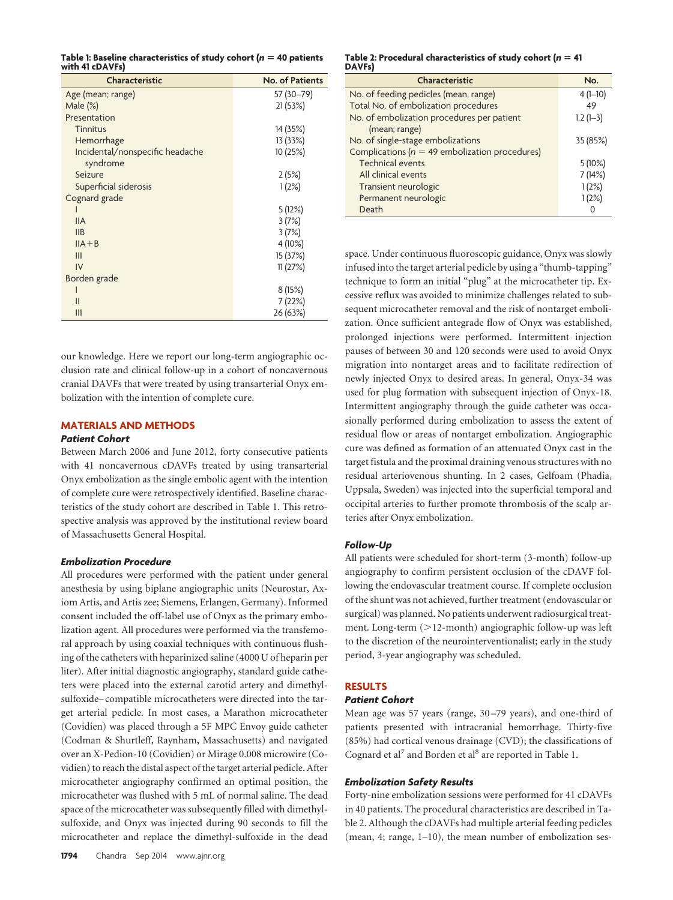**Table 1: Baseline characteristics of study cohort (n = 40 patients with 41 cDAVFs)**

| Characteristic | No. of Patients |
|---|---|
| Age (mean; range) | 57 (30–79) |
| Male (%) | 21 (53%) |
| Presentation | |
| Tinnitus | 14 (35%) |
| Hemorrhage | 13 (33%) |
| Incidental/nonspecific headache syndrome | 10 (25%) |
| Seizure | 2 (5%) |
| Superficial siderosis | 1 (2%) |
| Cognard grade | |
| I | 5 (12%) |
| IIA | 3 (7%) |
| IIB | 3 (7%) |
| IIA+B | 4 (10%) |
| III | 15 (37%) |
| IV | 11 (27%) |
| Borden grade | |
| I | 8 (15%) |
| II | 7 (22%) |
| III | 26 (63%) |

**Table 2: Procedural characteristics of study cohort (n = 41 DAVFs)**

| Characteristic | No. |
|---|---|
| No. of feeding pedicles (mean, range) | 4 (1–10) |
| Total No. of embolization procedures | 49 |
| No. of embolization procedures per patient (mean; range) | 1.2 (1–3) |
| No. of single-stage embolizations | 35 (85%) |
| Complications (n = 49 embolization procedures) | |
| Technical events | 5 (10%) |
| All clinical events | 7 (14%) |
| Transient neurologic | 1 (2%) |
| Permanent neurologic | 1 (2%) |
| Death | 0 |

our knowledge. Here we report our long-term angiographic occlusion rate and clinical follow-up in a cohort of noncavernous cranial DAVFs that were treated by using transarterial Onyx embolization with the intention of complete cure.

## MATERIALS AND METHODS

### Patient Cohort

Between March 2006 and June 2012, forty consecutive patients with 41 noncavernous cDAVFs treated by using transarterial Onyx embolization as the single embolic agent with the intention of complete cure were retrospectively identified. Baseline characteristics of the study cohort are described in Table 1. This retrospective analysis was approved by the institutional review board of Massachusetts General Hospital.

### Embolization Procedure

All procedures were performed with the patient under general anesthesia by using biplane angiographic units (Neurostar, Axiom Artis, and Artis zee; Siemens, Erlangen, Germany). Informed consent included the off-label use of Onyx as the primary embolization agent. All procedures were performed via the transfemoral approach by using coaxial techniques with continuous flushing of the catheters with heparinized saline (4000 U of heparin per liter). After initial diagnostic angiography, standard guide catheters were placed into the external carotid artery and dimethyl-sulfoxide–compatible microcatheters were directed into the target arterial pedicle. In most cases, a Marathon microcatheter (Covidien) was placed through a 5F MPC Envoy guide catheter (Codman & Shurtleff, Raynham, Massachusetts) and navigated over an X-Pedion-10 (Covidien) or Mirage 0.008 microwire (Covidien) to reach the distal aspect of the target arterial pedicle. After microcatheter angiography confirmed an optimal position, the microcatheter was flushed with 5 mL of normal saline. The dead space of the microcatheter was subsequently filled with dimethyl-sulfoxide, and Onyx was injected during 90 seconds to fill the microcatheter and replace the dimethyl-sulfoxide in the dead space. Under continuous fluoroscopic guidance, Onyx was slowly infused into the target arterial pedicle by using a "thumb-tapping" technique to form an initial "plug" at the microcatheter tip. Excessive reflux was avoided to minimize challenges related to subsequent microcatheter removal and the risk of nontarget embolization. Once sufficient antegrade flow of Onyx was established, prolonged injections were performed. Intermittent injection pauses of between 30 and 120 seconds were used to avoid Onyx migration into nontarget areas and to facilitate redirection of newly injected Onyx to desired areas. In general, Onyx-34 was used for plug formation with subsequent injection of Onyx-18. Intermittent angiography through the guide catheter was occasionally performed during embolization to assess the extent of residual flow or areas of nontarget embolization. Angiographic cure was defined as formation of an attenuated Onyx cast in the target fistula and the proximal draining venous structures with no residual arteriovenous shunting. In 2 cases, Gelfoam (Phadia, Uppsala, Sweden) was injected into the superficial temporal and occipital arteries to further promote thrombosis of the scalp arteries after Onyx embolization.

### Follow-Up

All patients were scheduled for short-term (3-month) follow-up angiography to confirm persistent occlusion of the cDAVF following the endovascular treatment course. If complete occlusion of the shunt was not achieved, further treatment (endovascular or surgical) was planned. No patients underwent radiosurgical treatment. Long-term (>12-month) angiographic follow-up was left to the discretion of the neurointerventionalist; early in the study period, 3-year angiography was scheduled.

## RESULTS

### Patient Cohort

Mean age was 57 years (range, 30–79 years), and one-third of patients presented with intracranial hemorrhage. Thirty-five (85%) had cortical venous drainage (CVD); the classifications of Cognard et al[7] and Borden et al[8] are reported in Table 1.

### Embolization Safety Results

Forty-nine embolization sessions were performed for 41 cDAVFs in 40 patients. The procedural characteristics are described in Table 2. Although the cDAVFs had multiple arterial feeding pedicles (mean, 4; range, 1–10), the mean number of embolization ses-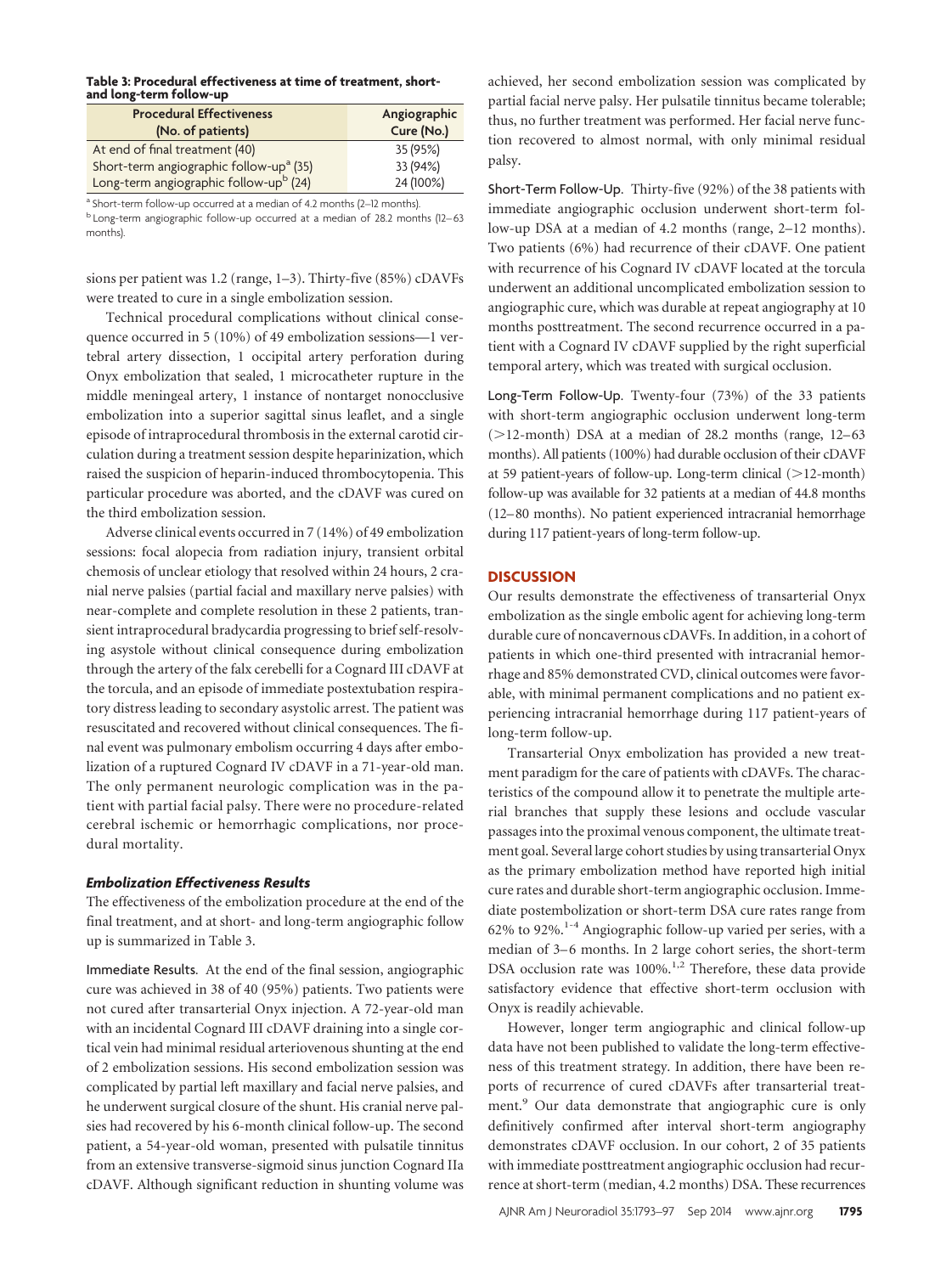**Table 3: Procedural effectiveness at time of treatment, short- and long-term follow-up**

| Procedural Effectiveness (No. of patients) | Angiographic Cure (No.) |
|---|---|
| At end of final treatment (40) | 35 (95%) |
| Short-term angiographic follow-up[a] (35) | 33 (94%) |
| Long-term angiographic follow-up[b] (24) | 24 (100%) |

[a] Short-term follow-up occurred at a median of 4.2 months (2–12 months).
[b] Long-term angiographic follow-up occurred at a median of 28.2 months (12–63 months).

sions per patient was 1.2 (range, 1–3). Thirty-five (85%) cDAVFs were treated to cure in a single embolization session.

Technical procedural complications without clinical consequence occurred in 5 (10%) of 49 embolization sessions—1 vertebral artery dissection, 1 occipital artery perforation during Onyx embolization that sealed, 1 microcatheter rupture in the middle meningeal artery, 1 instance of nontarget nonocclusive embolization into a superior sagittal sinus leaflet, and a single episode of intraprocedural thrombosis in the external carotid circulation during a treatment session despite heparinization, which raised the suspicion of heparin-induced thrombocytopenia. This particular procedure was aborted, and the cDAVF was cured on the third embolization session.

Adverse clinical events occurred in 7 (14%) of 49 embolization sessions: focal alopecia from radiation injury, transient orbital chemosis of unclear etiology that resolved within 24 hours, 2 cranial nerve palsies (partial facial and maxillary nerve palsies) with near-complete and complete resolution in these 2 patients, transient intraprocedural bradycardia progressing to brief self-resolving asystole without clinical consequence during embolization through the artery of the falx cerebelli for a Cognard III cDAVF at the torcula, and an episode of immediate postextubation respiratory distress leading to secondary asystolic arrest. The patient was resuscitated and recovered without clinical consequences. The final event was pulmonary embolism occurring 4 days after embolization of a ruptured Cognard IV cDAVF in a 71-year-old man. The only permanent neurologic complication was in the patient with partial facial palsy. There were no procedure-related cerebral ischemic or hemorrhagic complications, nor procedural mortality.

### *Embolization Effectiveness Results*

The effectiveness of the embolization procedure at the end of the final treatment, and at short- and long-term angiographic follow up is summarized in Table 3.

**Immediate Results.** At the end of the final session, angiographic cure was achieved in 38 of 40 (95%) patients. Two patients were not cured after transarterial Onyx injection. A 72-year-old man with an incidental Cognard III cDAVF draining into a single cortical vein had minimal residual arteriovenous shunting at the end of 2 embolization sessions. His second embolization session was complicated by partial left maxillary and facial nerve palsies, and he underwent surgical closure of the shunt. His cranial nerve palsies had recovered by his 6-month clinical follow-up. The second patient, a 54-year-old woman, presented with pulsatile tinnitus from an extensive transverse-sigmoid sinus junction Cognard IIa cDAVF. Although significant reduction in shunting volume was achieved, her second embolization session was complicated by partial facial nerve palsy. Her pulsatile tinnitus became tolerable; thus, no further treatment was performed. Her facial nerve function recovered to almost normal, with only minimal residual palsy.

**Short-Term Follow-Up.** Thirty-five (92%) of the 38 patients with immediate angiographic occlusion underwent short-term follow-up DSA at a median of 4.2 months (range, 2–12 months). Two patients (6%) had recurrence of their cDAVF. One patient with recurrence of his Cognard IV cDAVF located at the torcula underwent an additional uncomplicated embolization session to angiographic cure, which was durable at repeat angiography at 10 months posttreatment. The second recurrence occurred in a patient with a Cognard IV cDAVF supplied by the right superficial temporal artery, which was treated with surgical occlusion.

**Long-Term Follow-Up.** Twenty-four (73%) of the 33 patients with short-term angiographic occlusion underwent long-term (>12-month) DSA at a median of 28.2 months (range, 12–63 months). All patients (100%) had durable occlusion of their cDAVF at 59 patient-years of follow-up. Long-term clinical (>12-month) follow-up was available for 32 patients at a median of 44.8 months (12–80 months). No patient experienced intracranial hemorrhage during 117 patient-years of long-term follow-up.

## DISCUSSION

Our results demonstrate the effectiveness of transarterial Onyx embolization as the single embolic agent for achieving long-term durable cure of noncavernous cDAVFs. In addition, in a cohort of patients in which one-third presented with intracranial hemorrhage and 85% demonstrated CVD, clinical outcomes were favorable, with minimal permanent complications and no patient experiencing intracranial hemorrhage during 117 patient-years of long-term follow-up.

Transarterial Onyx embolization has provided a new treatment paradigm for the care of patients with cDAVFs. The characteristics of the compound allow it to penetrate the multiple arterial branches that supply these lesions and occlude vascular passages into the proximal venous component, the ultimate treatment goal. Several large cohort studies by using transarterial Onyx as the primary embolization method have reported high initial cure rates and durable short-term angiographic occlusion. Immediate postembolization or short-term DSA cure rates range from 62% to 92%.[1-4] Angiographic follow-up varied per series, with a median of 3–6 months. In 2 large cohort series, the short-term DSA occlusion rate was 100%.[1,2] Therefore, these data provide satisfactory evidence that effective short-term occlusion with Onyx is readily achievable.

However, longer term angiographic and clinical follow-up data have not been published to validate the long-term effectiveness of this treatment strategy. In addition, there have been reports of recurrence of cured cDAVFs after transarterial treatment.[9] Our data demonstrate that angiographic cure is only definitively confirmed after interval short-term angiography demonstrates cDAVF occlusion. In our cohort, 2 of 35 patients with immediate posttreatment angiographic occlusion had recurrence at short-term (median, 4.2 months) DSA. These recurrences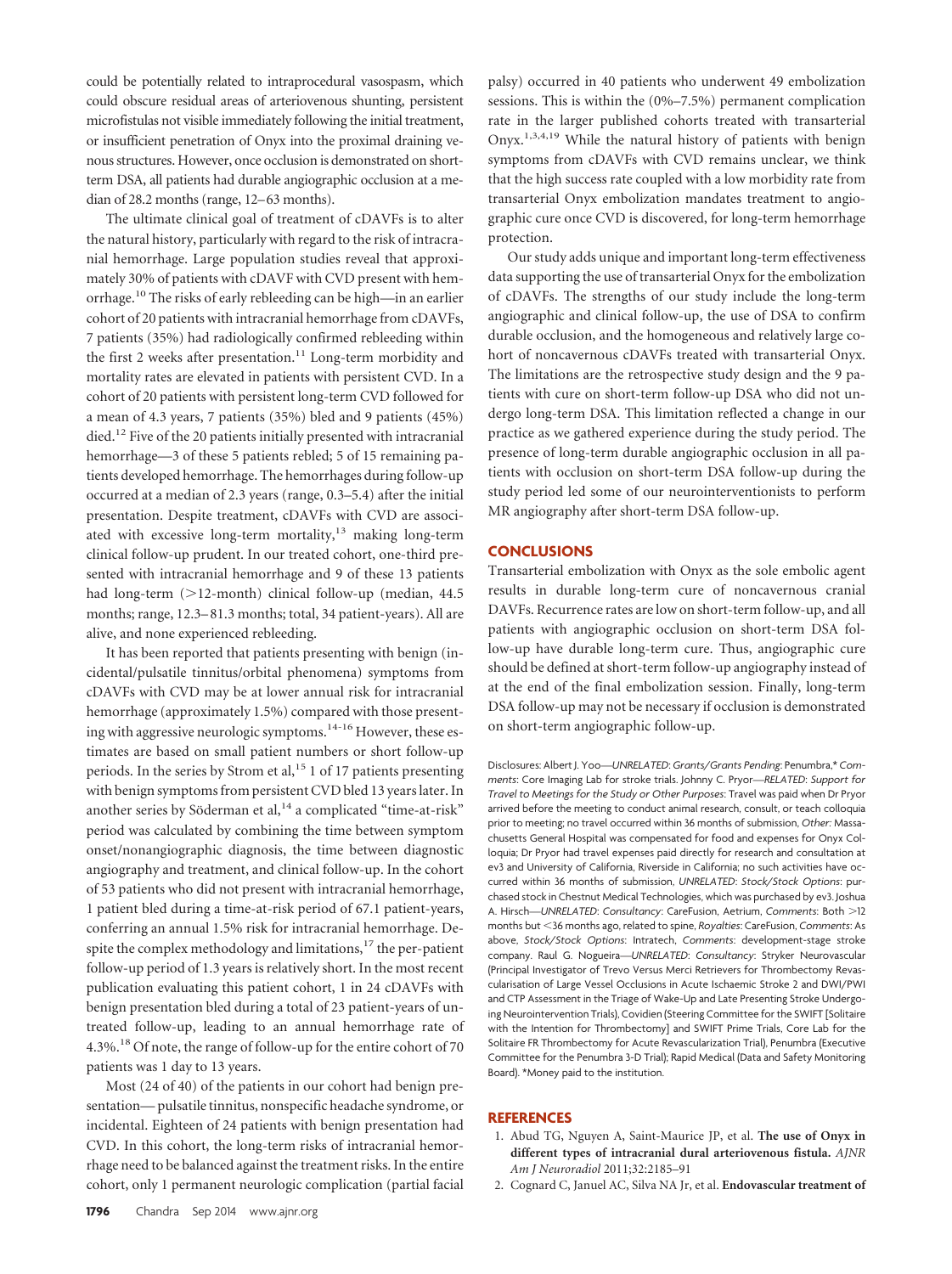could be potentially related to intraprocedural vasospasm, which could obscure residual areas of arteriovenous shunting, persistent microfistulas not visible immediately following the initial treatment, or insufficient penetration of Onyx into the proximal draining venous structures. However, once occlusion is demonstrated on short-term DSA, all patients had durable angiographic occlusion at a median of 28.2 months (range, 12–63 months).

The ultimate clinical goal of treatment of cDAVFs is to alter the natural history, particularly with regard to the risk of intracranial hemorrhage. Large population studies reveal that approximately 30% of patients with cDAVF with CVD present with hemorrhage.[10] The risks of early rebleeding can be high—in an earlier cohort of 20 patients with intracranial hemorrhage from cDAVFs, 7 patients (35%) had radiologically confirmed rebleeding within the first 2 weeks after presentation.[11] Long-term morbidity and mortality rates are elevated in patients with persistent CVD. In a cohort of 20 patients with persistent long-term CVD followed for a mean of 4.3 years, 7 patients (35%) bled and 9 patients (45%) died.[12] Five of the 20 patients initially presented with intracranial hemorrhage—3 of these 5 patients rebled; 5 of 15 remaining patients developed hemorrhage. The hemorrhages during follow-up occurred at a median of 2.3 years (range, 0.3–5.4) after the initial presentation. Despite treatment, cDAVFs with CVD are associated with excessive long-term mortality,[13] making long-term clinical follow-up prudent. In our treated cohort, one-third presented with intracranial hemorrhage and 9 of these 13 patients had long-term (>12-month) clinical follow-up (median, 44.5 months; range, 12.3–81.3 months; total, 34 patient-years). All are alive, and none experienced rebleeding.

It has been reported that patients presenting with benign (incidental/pulsatile tinnitus/orbital phenomena) symptoms from cDAVFs with CVD may be at lower annual risk for intracranial hemorrhage (approximately 1.5%) compared with those presenting with aggressive neurologic symptoms.[14-16] However, these estimates are based on small patient numbers or short follow-up periods. In the series by Strom et al,[15] 1 of 17 patients presenting with benign symptoms from persistent CVD bled 13 years later. In another series by Söderman et al,[14] a complicated "time-at-risk" period was calculated by combining the time between symptom onset/nonangiographic diagnosis, the time between diagnostic angiography and treatment, and clinical follow-up. In the cohort of 53 patients who did not present with intracranial hemorrhage, 1 patient bled during a time-at-risk period of 67.1 patient-years, conferring an annual 1.5% risk for intracranial hemorrhage. Despite the complex methodology and limitations,[17] the per-patient follow-up period of 1.3 years is relatively short. In the most recent publication evaluating this patient cohort, 1 in 24 cDAVFs with benign presentation bled during a total of 23 patient-years of untreated follow-up, leading to an annual hemorrhage rate of 4.3%.[18] Of note, the range of follow-up for the entire cohort of 70 patients was 1 day to 13 years.

Most (24 of 40) of the patients in our cohort had benign presentation— pulsatile tinnitus, nonspecific headache syndrome, or incidental. Eighteen of 24 patients with benign presentation had CVD. In this cohort, the long-term risks of intracranial hemorrhage need to be balanced against the treatment risks. In the entire cohort, only 1 permanent neurologic complication (partial facial palsy) occurred in 40 patients who underwent 49 embolization sessions. This is within the (0%–7.5%) permanent complication rate in the larger published cohorts treated with transarterial Onyx.[1,3,4,19] While the natural history of patients with benign symptoms from cDAVFs with CVD remains unclear, we think that the high success rate coupled with a low morbidity rate from transarterial Onyx embolization mandates treatment to angiographic cure once CVD is discovered, for long-term hemorrhage protection.

Our study adds unique and important long-term effectiveness data supporting the use of transarterial Onyx for the embolization of cDAVFs. The strengths of our study include the long-term angiographic and clinical follow-up, the use of DSA to confirm durable occlusion, and the homogeneous and relatively large cohort of noncavernous cDAVFs treated with transarterial Onyx. The limitations are the retrospective study design and the 9 patients with cure on short-term follow-up DSA who did not undergo long-term DSA. This limitation reflected a change in our practice as we gathered experience during the study period. The presence of long-term durable angiographic occlusion in all patients with occlusion on short-term DSA follow-up during the study period led some of our neurointerventionists to perform MR angiography after short-term DSA follow-up.

## CONCLUSIONS

Transarterial embolization with Onyx as the sole embolic agent results in durable long-term cure of noncavernous cranial DAVFs. Recurrence rates are low on short-term follow-up, and all patients with angiographic occlusion on short-term DSA follow-up have durable long-term cure. Thus, angiographic cure should be defined at short-term follow-up angiography instead of at the end of the final embolization session. Finally, long-term DSA follow-up may not be necessary if occlusion is demonstrated on short-term angiographic follow-up.

Disclosures: Albert J. Yoo—*UNRELATED*: *Grants/Grants Pending*: Penumbra,* *Comments*: Core Imaging Lab for stroke trials. Johnny C. Pryor—*RELATED*: *Support for Travel to Meetings for the Study or Other Purposes*: Travel was paid when Dr Pryor arrived before the meeting to conduct animal research, consult, or teach colloquia prior to meeting; no travel occurred within 36 months of submission, *Other*: Massachusetts General Hospital was compensated for food and expenses for Onyx Colloquia; Dr Pryor had travel expenses paid directly for research and consultation at ev3 and University of California, Riverside in California; no such activities have occurred within 36 months of submission, *UNRELATED*: *Stock/Stock Options*: purchased stock in Chestnut Medical Technologies, which was purchased by ev3. Joshua A. Hirsch—*UNRELATED*: *Consultancy*: CareFusion, Aetrium, *Comments*: Both >12 months but <36 months ago, related to spine, *Royalties*: CareFusion, *Comments*: As above, *Stock/Stock Options*: Intratech, *Comments*: development-stage stroke company. Raul G. Nogueira—*UNRELATED*: *Consultancy*: Stryker Neurovascular (Principal Investigator of Trevo Versus Merci Retrievers for Thrombectomy Revascularisation of Large Vessel Occlusions in Acute Ischaemic Stroke 2 and DWI/PWI and CTP Assessment in the Triage of Wake-Up and Late Presenting Stroke Undergoing Neurointervention Trials), Covidien (Steering Committee for the SWIFT [Solitaire with the Intention for Thrombectomy] and SWIFT Prime Trials, Core Lab for the Solitaire FR Thrombectomy for Acute Revascularization Trial), Penumbra (Executive Committee for the Penumbra 3-D Trial); Rapid Medical (Data and Safety Monitoring Board). *Money paid to the institution.

## REFERENCES

1. Abud TG, Nguyen A, Saint-Maurice JP, et al. **The use of Onyx in different types of intracranial dural arteriovenous fistula.** *AJNR Am J Neuroradiol* 2011;32:2185–91
2. Cognard C, Januel AC, Silva NA Jr, et al. **Endovascular treatment of**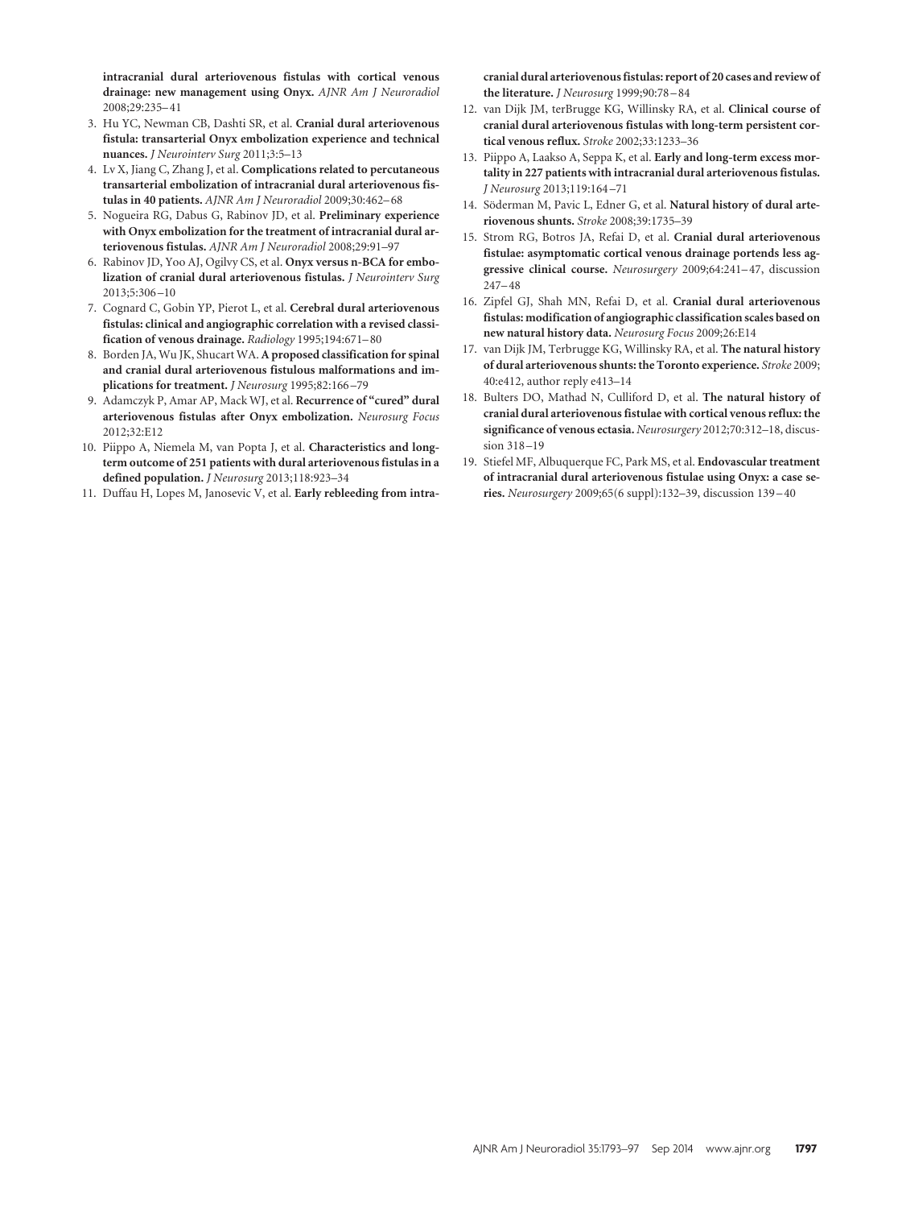intracranial dural arteriovenous fistulas with cortical venous drainage: new management using Onyx.** *AJNR Am J Neuroradiol* 2008;29:235–41

3. Hu YC, Newman CB, Dashti SR, et al. **Cranial dural arteriovenous fistula: transarterial Onyx embolization experience and technical nuances.** *J Neurointerv Surg* 2011;3:5–13
4. Lv X, Jiang C, Zhang J, et al. **Complications related to percutaneous transarterial embolization of intracranial dural arteriovenous fistulas in 40 patients.** *AJNR Am J Neuroradiol* 2009;30:462–68
5. Nogueira RG, Dabus G, Rabinov JD, et al. **Preliminary experience with Onyx embolization for the treatment of intracranial dural arteriovenous fistulas.** *AJNR Am J Neuroradiol* 2008;29:91–97
6. Rabinov JD, Yoo AJ, Ogilvy CS, et al. **Onyx versus n-BCA for embolization of cranial dural arteriovenous fistulas.** *J Neurointerv Surg* 2013;5:306–10
7. Cognard C, Gobin YP, Pierot L, et al. **Cerebral dural arteriovenous fistulas: clinical and angiographic correlation with a revised classification of venous drainage.** *Radiology* 1995;194:671–80
8. Borden JA, Wu JK, Shucart WA. **A proposed classification for spinal and cranial dural arteriovenous fistulous malformations and implications for treatment.** *J Neurosurg* 1995;82:166–79
9. Adamczyk P, Amar AP, Mack WJ, et al. **Recurrence of "cured" dural arteriovenous fistulas after Onyx embolization.** *Neurosurg Focus* 2012;32:E12
10. Piippo A, Niemela M, van Popta J, et al. **Characteristics and long-term outcome of 251 patients with dural arteriovenous fistulas in a defined population.** *J Neurosurg* 2013;118:923–34
11. Duffau H, Lopes M, Janosevic V, et al. **Early rebleeding from intracranial dural arteriovenous fistulas: report of 20 cases and review of the literature.** *J Neurosurg* 1999;90:78–84
12. van Dijk JM, terBrugge KG, Willinsky RA, et al. **Clinical course of cranial dural arteriovenous fistulas with long-term persistent cortical venous reflux.** *Stroke* 2002;33:1233–36
13. Piippo A, Laakso A, Seppa K, et al. **Early and long-term excess mortality in 227 patients with intracranial dural arteriovenous fistulas.** *J Neurosurg* 2013;119:164–71
14. Söderman M, Pavic L, Edner G, et al. **Natural history of dural arteriovenous shunts.** *Stroke* 2008;39:1735–39
15. Strom RG, Botros JA, Refai D, et al. **Cranial dural arteriovenous fistulae: asymptomatic cortical venous drainage portends less aggressive clinical course.** *Neurosurgery* 2009;64:241–47, discussion 247–48
16. Zipfel GJ, Shah MN, Refai D, et al. **Cranial dural arteriovenous fistulas: modification of angiographic classification scales based on new natural history data.** *Neurosurg Focus* 2009;26:E14
17. van Dijk JM, Terbrugge KG, Willinsky RA, et al. **The natural history of dural arteriovenous shunts: the Toronto experience.** *Stroke* 2009; 40:e412, author reply e413–14
18. Bulters DO, Mathad N, Culliford D, et al. **The natural history of cranial dural arteriovenous fistulae with cortical venous reflux: the significance of venous ectasia.** *Neurosurgery* 2012;70:312–18, discussion 318–19
19. Stiefel MF, Albuquerque FC, Park MS, et al. **Endovascular treatment of intracranial dural arteriovenous fistulae using Onyx: a case series.** *Neurosurgery* 2009;65(6 suppl):132–39, discussion 139–40